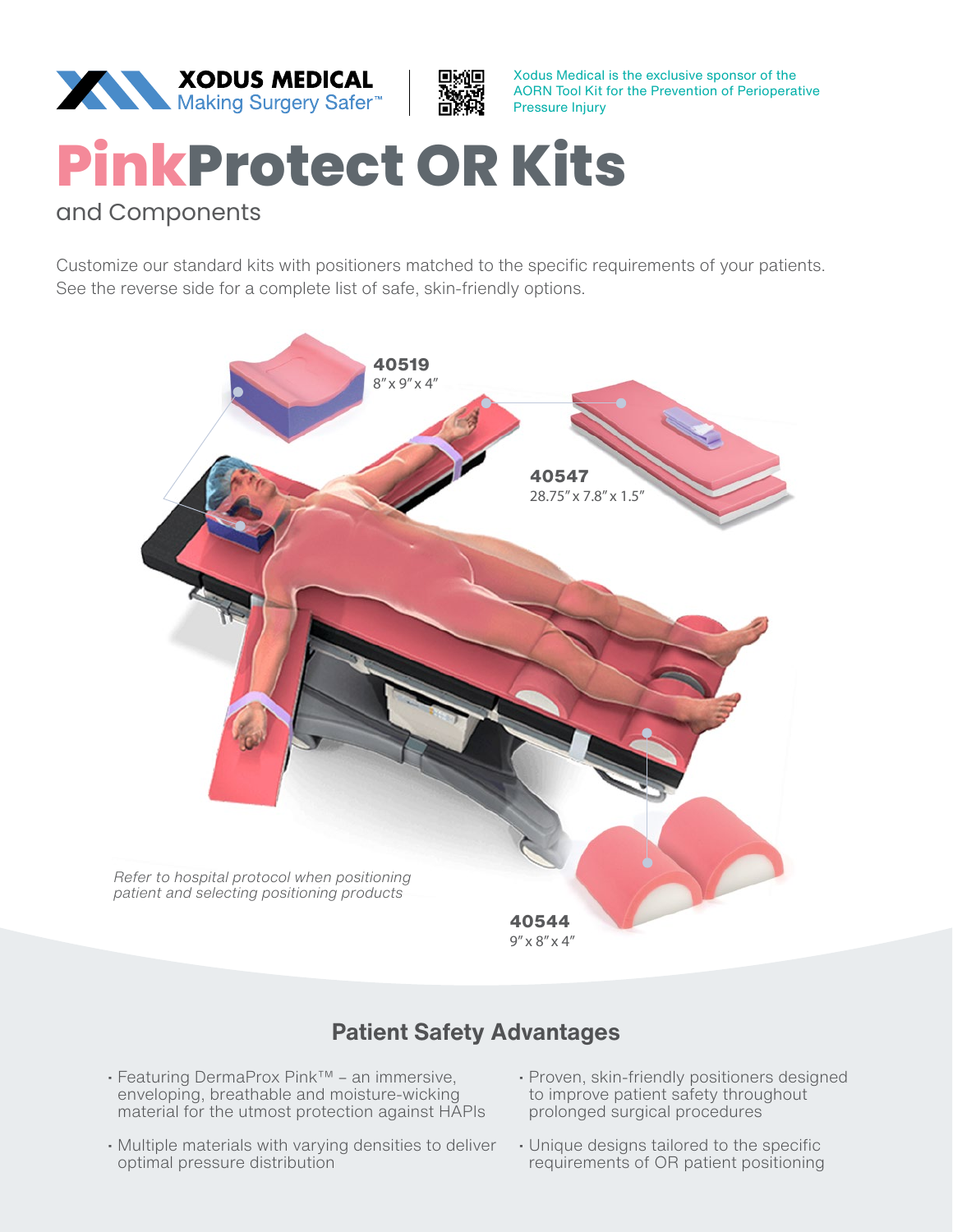XODUS MEDICAL
Making Surgery Safer™

Xodus Medical is the exclusive sponsor of the AORN Tool Kit for the Prevention of Perioperative Pressure Injury

# PinkProtect OR Kits

## and Components

Customize our standard kits with positioners matched to the specific requirements of your patients. See the reverse side for a complete list of safe, skin-friendly options.

**40519**
8″ x 9″ x 4″

**40547**
28.75″ x 7.8″ x 1.5″

**40544**
9″ x 8″ x 4″

*Refer to hospital protocol when positioning patient and selecting positioning products*

## Patient Safety Advantages

- Featuring DermaProx Pink™ – an immersive, enveloping, breathable and moisture-wicking material for the utmost protection against HAPIs
- Multiple materials with varying densities to deliver optimal pressure distribution
- Proven, skin-friendly positioners designed to improve patient safety throughout prolonged surgical procedures
- Unique designs tailored to the specific requirements of OR patient positioning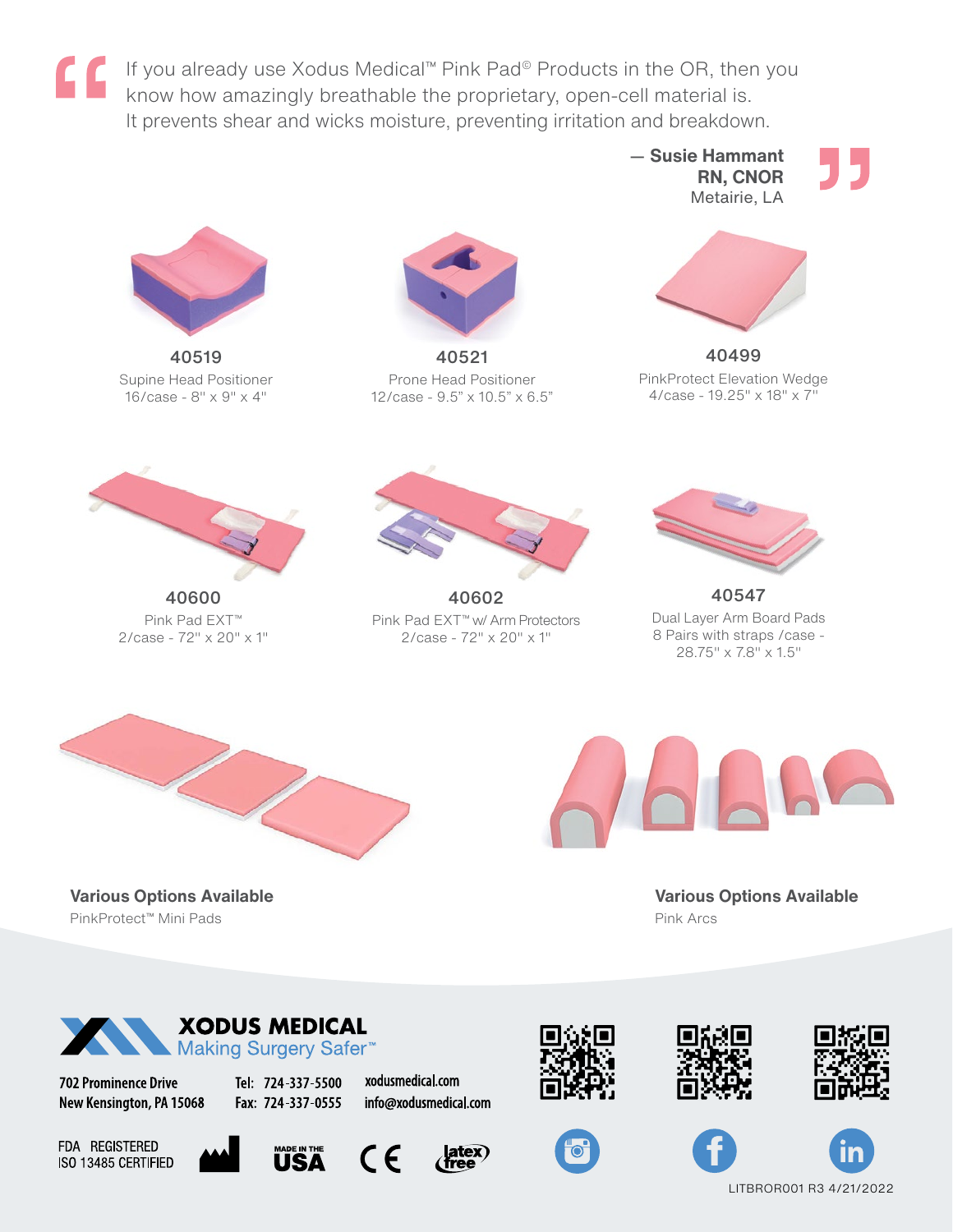> If you already use Xodus Medical™ Pink Pad© Products in the OR, then you know how amazingly breathable the proprietary, open-cell material is. It prevents shear and wicks moisture, preventing irritation and breakdown.
>
> — **Susie Hammant RN, CNOR**
> Metairie, LA

**40519**
Supine Head Positioner
16/case - 8" x 9" x 4"

**40521**
Prone Head Positioner
12/case - 9.5" x 10.5" x 6.5"

**40499**
PinkProtect Elevation Wedge
4/case - 19.25" x 18" x 7"

**40600**
Pink Pad EXT™
2/case - 72" x 20" x 1"

**40602**
Pink Pad EXT™ w/ Arm Protectors
2/case - 72" x 20" x 1"

**40547**
Dual Layer Arm Board Pads
8 Pairs with straps /case - 28.75" x 7.8" x 1.5"

**Various Options Available**
PinkProtect™ Mini Pads

**Various Options Available**
Pink Arcs

**XODUS MEDICAL**
Making Surgery Safer™

702 Prominence Drive
New Kensington, PA 15068

Tel: 724-337-5500
Fax: 724-337-0555

xodusmedical.com
info@xodusmedical.com

FDA REGISTERED
ISO 13485 CERTIFIED

MADE IN THE USA

CE

latex free

LITBROR001 R3 4/21/2022